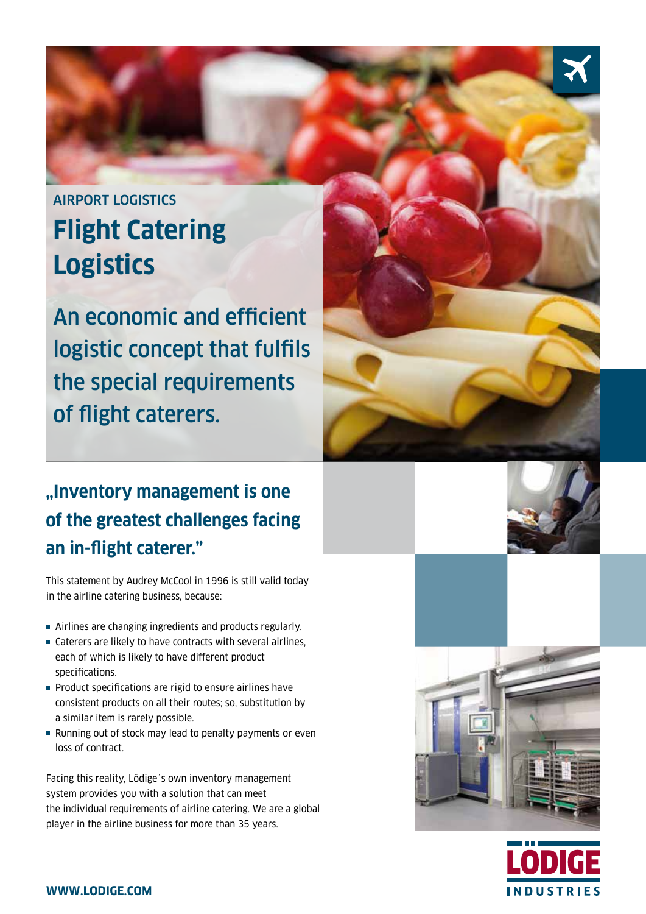AIRPORT LOGISTICS

# Flight Catering Logistics

## An economic and efficient logistic concept that fulfils the special requirements of flight caterers.

### „Inventory management is one of the greatest challenges facing an in-flight caterer."

This statement by Audrey McCool in 1996 is still valid today in the airline catering business, because:

- Airlines are changing ingredients and products regularly.
- Caterers are likely to have contracts with several airlines, each of which is likely to have different product specifications.
- Product specifications are rigid to ensure airlines have consistent products on all their routes; so, substitution by a similar item is rarely possible.
- Running out of stock may lead to penalty payments or even loss of contract.

Facing this reality, Lödige´s own inventory management system provides you with a solution that can meet the individual requirements of airline catering. We are a global player in the airline business for more than 35 years.

WWW.LODIGE.COM

LÖDIGE INDUSTRIES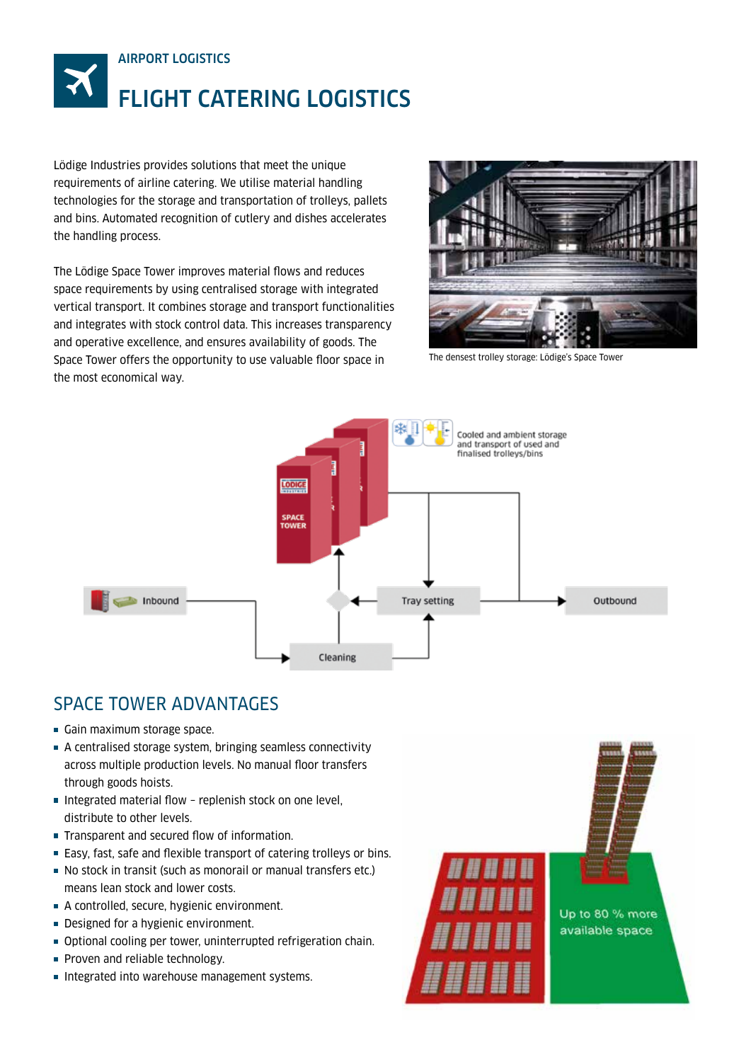AIRPORT LOGISTICS

# FLIGHT CATERING LOGISTICS

Lödige Industries provides solutions that meet the unique requirements of airline catering. We utilise material handling technologies for the storage and transportation of trolleys, pallets and bins. Automated recognition of cutlery and dishes accelerates the handling process.

The Lödige Space Tower improves material flows and reduces space requirements by using centralised storage with integrated vertical transport. It combines storage and transport functionalities and integrates with stock control data. This increases transparency and operative excellence, and ensures availability of goods. The Space Tower offers the opportunity to use valuable floor space in the most economical way.

The densest trolley storage: Lödige's Space Tower

## SPACE TOWER ADVANTAGES

- Gain maximum storage space.
- A centralised storage system, bringing seamless connectivity across multiple production levels. No manual floor transfers through goods hoists.
- Integrated material flow – replenish stock on one level, distribute to other levels.
- Transparent and secured flow of information.
- Easy, fast, safe and flexible transport of catering trolleys or bins.
- No stock in transit (such as monorail or manual transfers etc.) means lean stock and lower costs.
- A controlled, secure, hygienic environment.
- Designed for a hygienic environment.
- Optional cooling per tower, uninterrupted refrigeration chain.
- Proven and reliable technology.
- Integrated into warehouse management systems.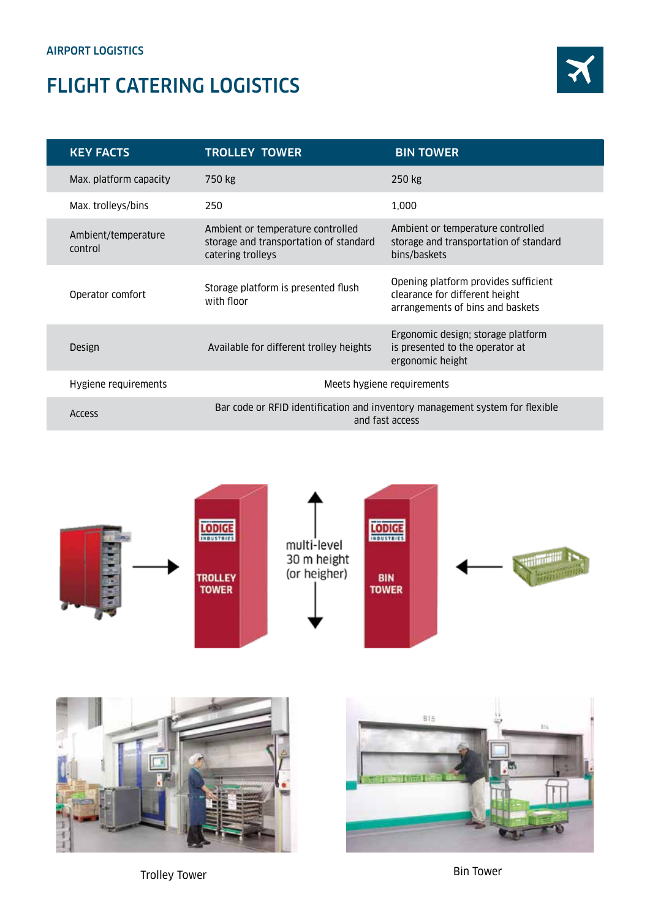AIRPORT LOGISTICS

# FLIGHT CATERING LOGISTICS

| KEY FACTS | TROLLEY TOWER | BIN TOWER |
|---|---|---|
| Max. platform capacity | 750 kg | 250 kg |
| Max. trolleys/bins | 250 | 1,000 |
| Ambient/temperature control | Ambient or temperature controlled storage and transportation of standard catering trolleys | Ambient or temperature controlled storage and transportation of standard bins/baskets |
| Operator comfort | Storage platform is presented flush with floor | Opening platform provides sufficient clearance for different height arrangements of bins and baskets |
| Design | Available for different trolley heights | Ergonomic design; storage platform is presented to the operator at ergonomic height |
| Hygiene requirements | Meets hygiene requirements | |
| Access | Bar code or RFID identification and inventory management system for flexible and fast access | |

TROLLEY TOWER

multi-level
30 m height
(or heigher)

BIN TOWER

Trolley Tower

Bin Tower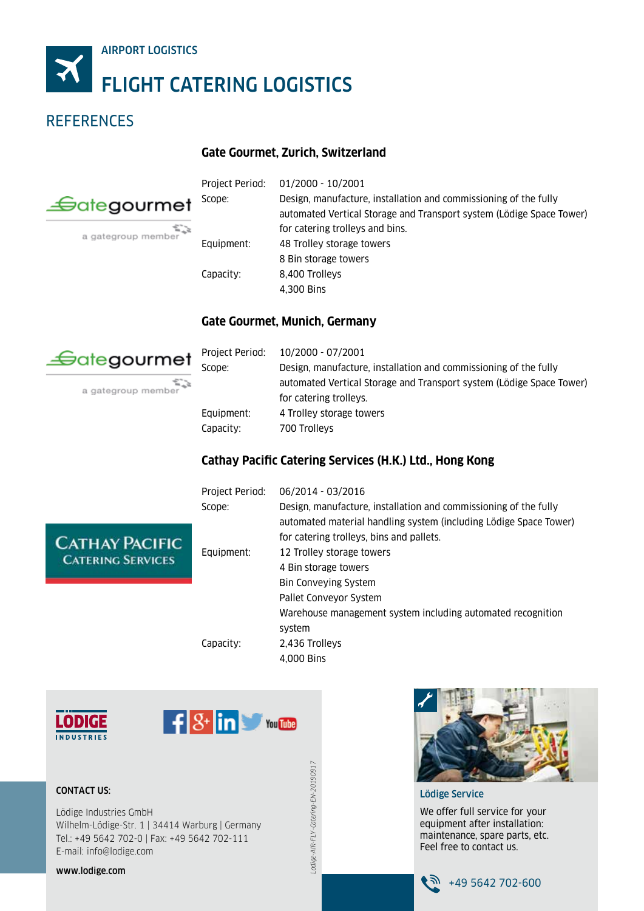AIRPORT LOGISTICS

# FLIGHT CATERING LOGISTICS

## REFERENCES

### Gate Gourmet, Zurich, Switzerland

| | |
|---|---|
| Project Period: | 01/2000 - 10/2001 |
| Scope: | Design, manufacture, installation and commissioning of the fully automated Vertical Storage and Transport system (Lödige Space Tower) for catering trolleys and bins. |
| Equipment: | 48 Trolley storage towers<br>8 Bin storage towers |
| Capacity: | 8,400 Trolleys<br>4,300 Bins |

### Gate Gourmet, Munich, Germany

| | |
|---|---|
| Project Period: | 10/2000 - 07/2001 |
| Scope: | Design, manufacture, installation and commissioning of the fully automated Vertical Storage and Transport system (Lödige Space Tower) for catering trolleys. |
| Equipment: | 4 Trolley storage towers |
| Capacity: | 700 Trolleys |

### Cathay Pacific Catering Services (H.K.) Ltd., Hong Kong

| | |
|---|---|
| Project Period: | 06/2014 - 03/2016 |
| Scope: | Design, manufacture, installation and commissioning of the fully automated material handling system (including Lödige Space Tower) for catering trolleys, bins and pallets. |
| Equipment: | 12 Trolley storage towers<br>4 Bin storage towers<br>Bin Conveying System<br>Pallet Conveyor System<br>Warehouse management system including automated recognition system |
| Capacity: | 2,436 Trolleys<br>4,000 Bins |

**CONTACT US:**

Lödige Industries GmbH
Wilhelm-Lödige-Str. 1 | 34414 Warburg | Germany
Tel.: +49 5642 702-0 | Fax: +49 5642 702-111
E-mail: info@lodige.com

**www.lodige.com**

*Lodige-AIR-FLY-Catering-EN-20190917*

**Lödige Service**

We offer full service for your equipment after installation: maintenance, spare parts, etc. Feel free to contact us.

+49 5642 702-600